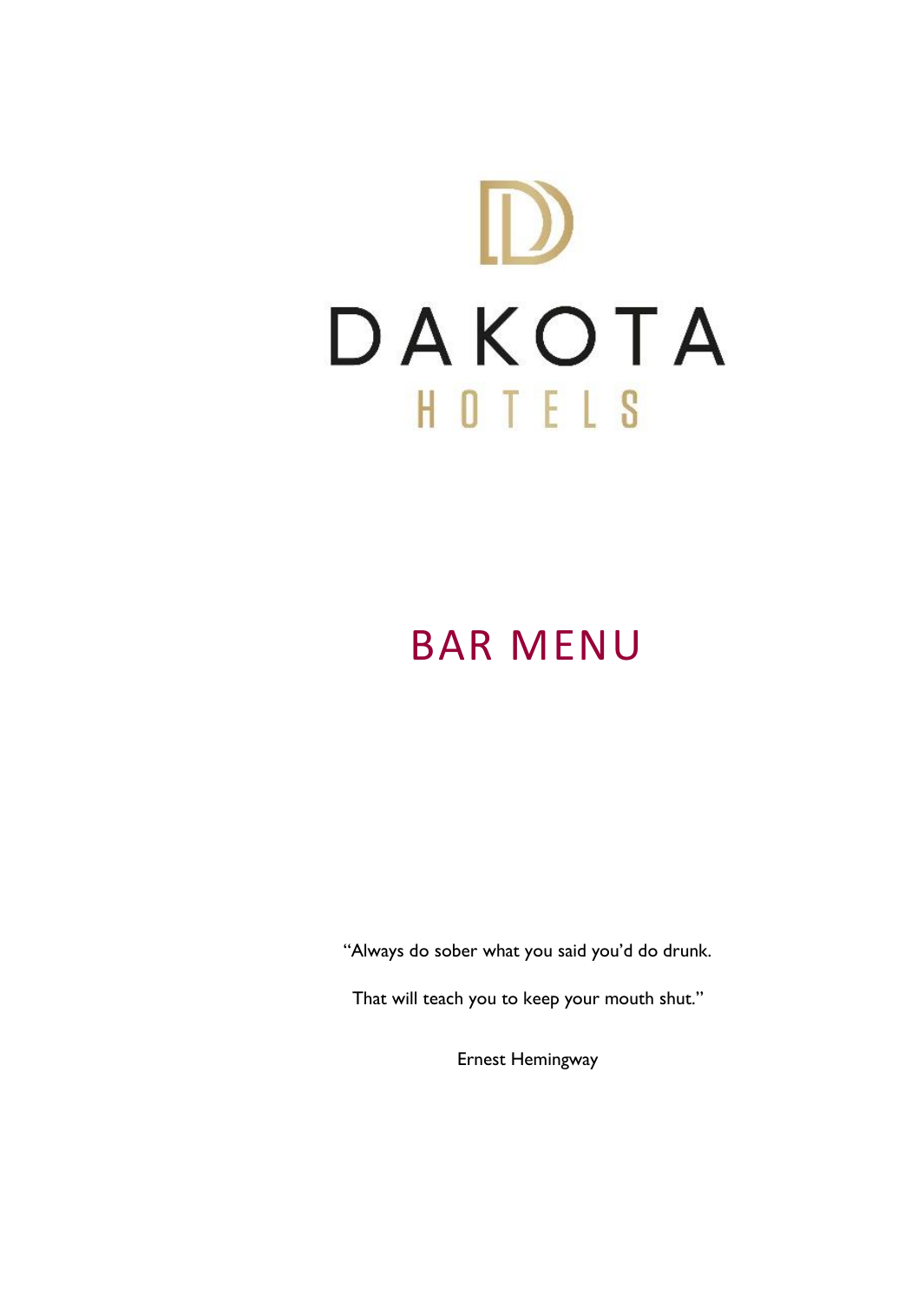# DAKOTA

HOTELS

## BAR MENU

"Always do sober what you said you'd do drunk.

That will teach you to keep your mouth shut."

Ernest Hemingway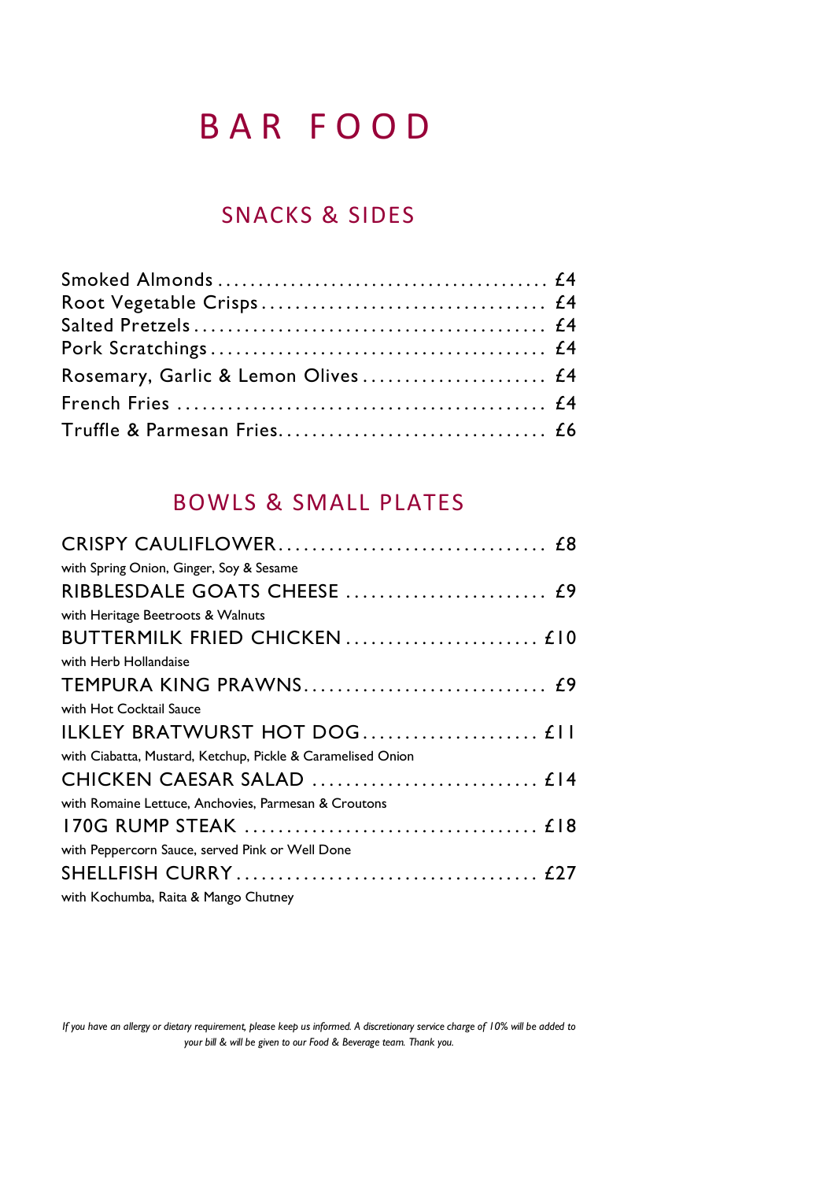# BAR FOOD

## SNACKS & SIDES

Smoked Almonds ........................................ £4
Root Vegetable Crisps ................................. £4
Salted Pretzels ........................................ £4
Pork Scratchings ...................................... £4
Rosemary, Garlic & Lemon Olives ...................... £4
French Fries .......................................... £4
Truffle & Parmesan Fries................................ £6

## BOWLS & SMALL PLATES

CRISPY CAULIFLOWER................................ £8
with Spring Onion, Ginger, Soy & Sesame

RIBBLESDALE GOATS CHEESE ........................ £9
with Heritage Beetroots & Walnuts

BUTTERMILK FRIED CHICKEN ....................... £10
with Herb Hollandaise

TEMPURA KING PRAWNS............................. £9
with Hot Cocktail Sauce

ILKLEY BRATWURST HOT DOG..................... £11
with Ciabatta, Mustard, Ketchup, Pickle & Caramelised Onion

CHICKEN CAESAR SALAD .......................... £14
with Romaine Lettuce, Anchovies, Parmesan & Croutons

170G RUMP STEAK .................................. £18
with Peppercorn Sauce, served Pink or Well Done

SHELLFISH CURRY................................... £27
with Kochumba, Raita & Mango Chutney

*If you have an allergy or dietary requirement, please keep us informed. A discretionary service charge of 10% will be added to your bill & will be given to our Food & Beverage team. Thank you.*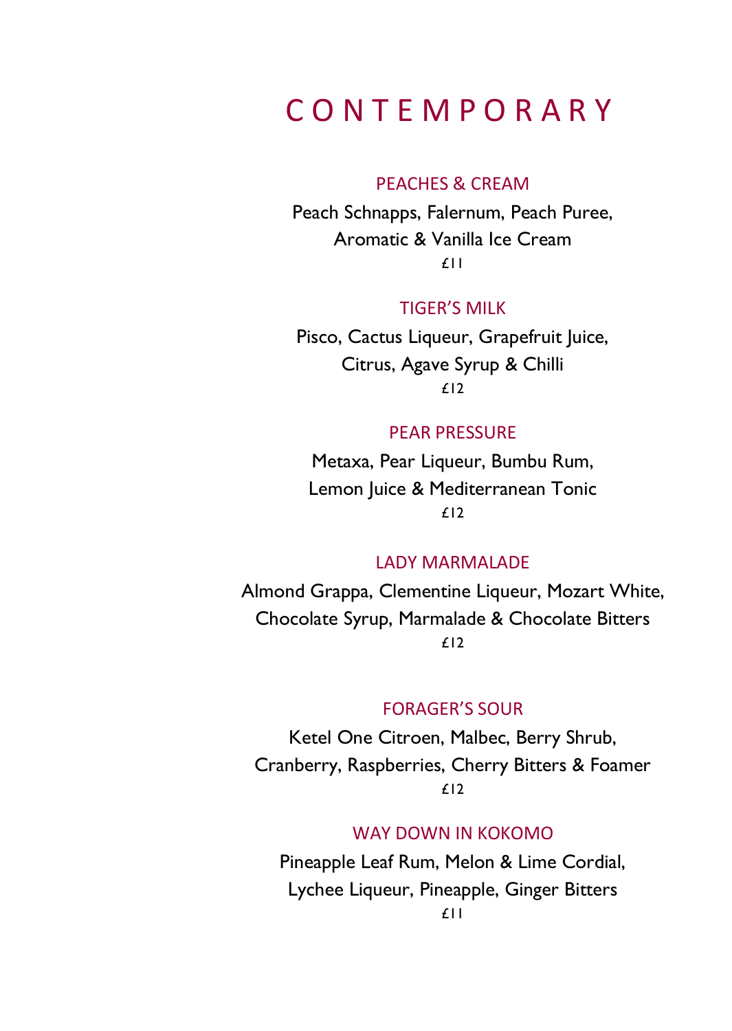# CONTEMPORARY

## PEACHES & CREAM

Peach Schnapps, Falernum, Peach Puree,
Aromatic & Vanilla Ice Cream

£11

## TIGER'S MILK

Pisco, Cactus Liqueur, Grapefruit Juice,
Citrus, Agave Syrup & Chilli

£12

## PEAR PRESSURE

Metaxa, Pear Liqueur, Bumbu Rum,
Lemon Juice & Mediterranean Tonic

£12

## LADY MARMALADE

Almond Grappa, Clementine Liqueur, Mozart White,
Chocolate Syrup, Marmalade & Chocolate Bitters

£12

## FORAGER'S SOUR

Ketel One Citroen, Malbec, Berry Shrub,
Cranberry, Raspberries, Cherry Bitters & Foamer

£12

## WAY DOWN IN KOKOMO

Pineapple Leaf Rum, Melon & Lime Cordial,
Lychee Liqueur, Pineapple, Ginger Bitters

£11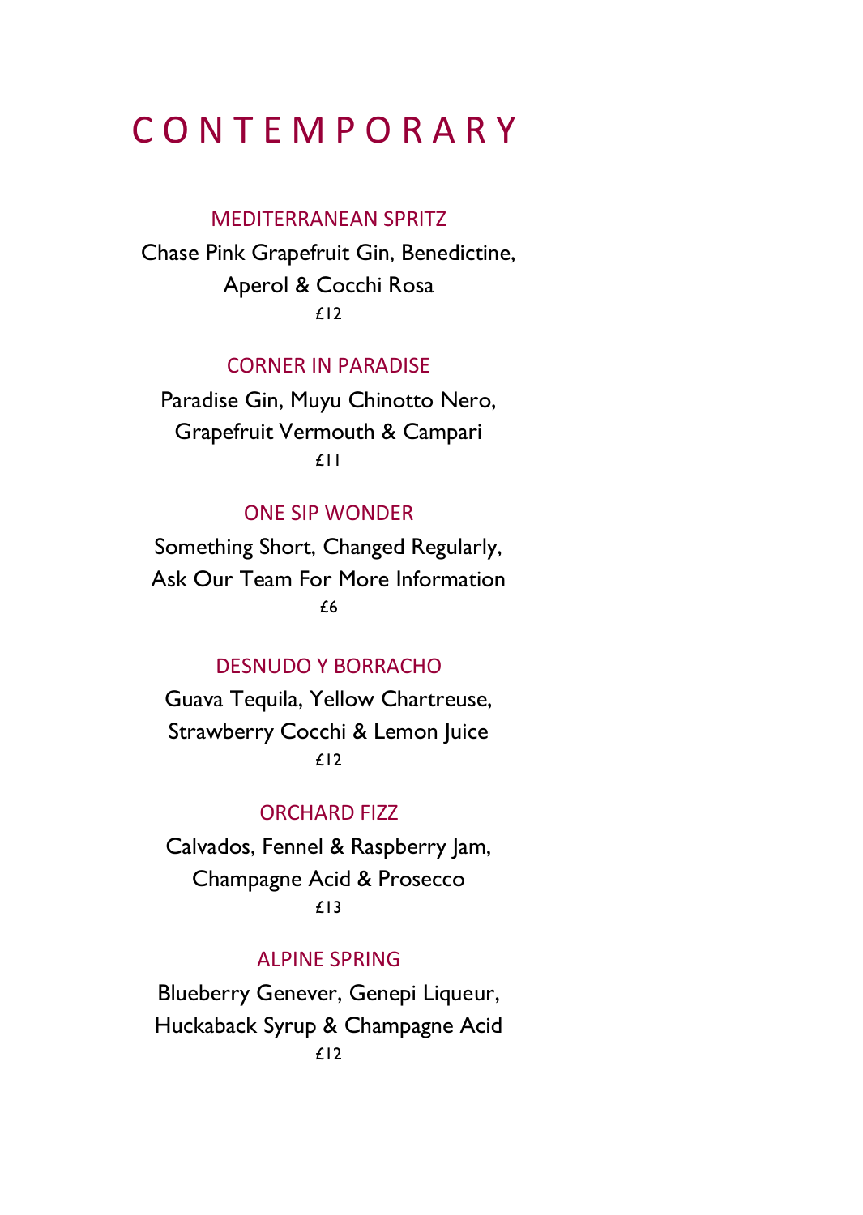# CONTEMPORARY

### MEDITERRANEAN SPRITZ

Chase Pink Grapefruit Gin, Benedictine, Aperol & Cocchi Rosa

£12

### CORNER IN PARADISE

Paradise Gin, Muyu Chinotto Nero, Grapefruit Vermouth & Campari

£11

### ONE SIP WONDER

Something Short, Changed Regularly, Ask Our Team For More Information

£6

### DESNUDO Y BORRACHO

Guava Tequila, Yellow Chartreuse, Strawberry Cocchi & Lemon Juice

£12

### ORCHARD FIZZ

Calvados, Fennel & Raspberry Jam, Champagne Acid & Prosecco

£13

### ALPINE SPRING

Blueberry Genever, Genepi Liqueur, Huckaback Syrup & Champagne Acid

£12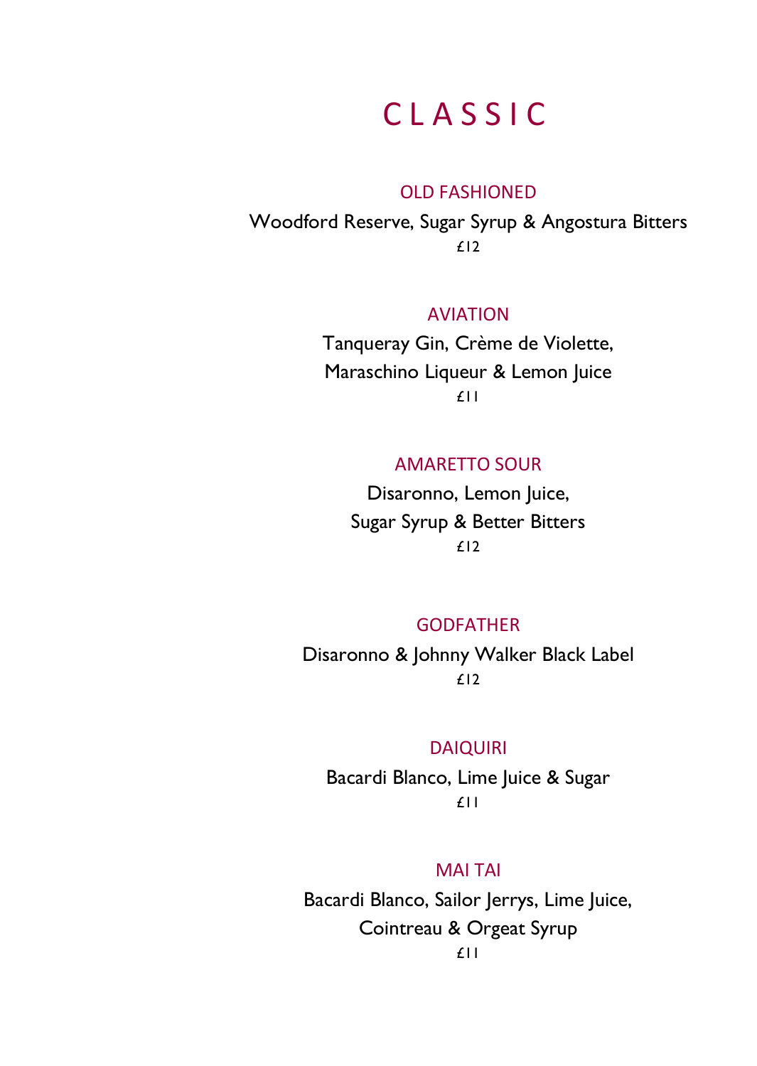# CLASSIC

### OLD FASHIONED

Woodford Reserve, Sugar Syrup & Angostura Bitters

£12

### AVIATION

Tanqueray Gin, Crème de Violette,
Maraschino Liqueur & Lemon Juice

£11

### AMARETTO SOUR

Disaronno, Lemon Juice,
Sugar Syrup & Better Bitters

£12

### GODFATHER

Disaronno & Johnny Walker Black Label

£12

### DAIQUIRI

Bacardi Blanco, Lime Juice & Sugar

£11

### MAI TAI

Bacardi Blanco, Sailor Jerrys, Lime Juice,
Cointreau & Orgeat Syrup

£11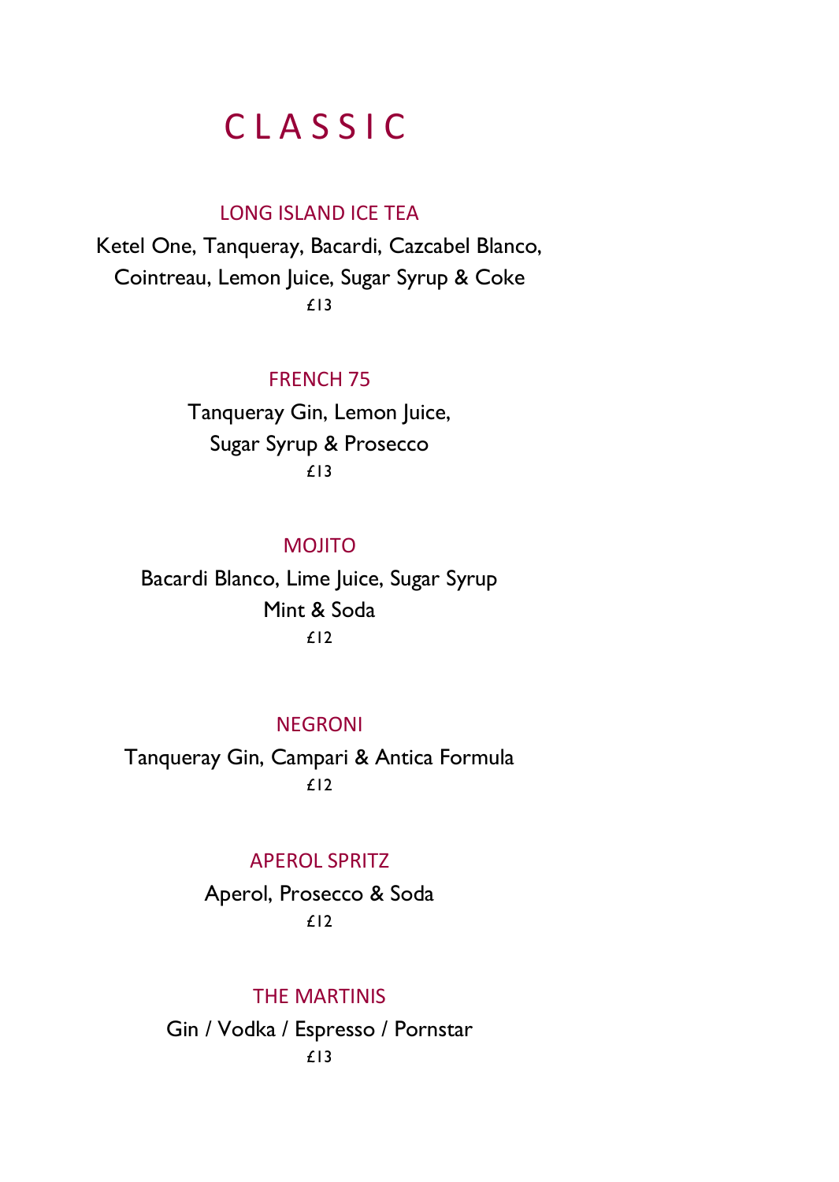# CLASSIC

### LONG ISLAND ICE TEA

Ketel One, Tanqueray, Bacardi, Cazcabel Blanco,
Cointreau, Lemon Juice, Sugar Syrup & Coke

£13

### FRENCH 75

Tanqueray Gin, Lemon Juice,
Sugar Syrup & Prosecco

£13

### MOJITO

Bacardi Blanco, Lime Juice, Sugar Syrup
Mint & Soda

£12

### NEGRONI

Tanqueray Gin, Campari & Antica Formula

£12

### APEROL SPRITZ

Aperol, Prosecco & Soda

£12

### THE MARTINIS

Gin / Vodka / Espresso / Pornstar

£13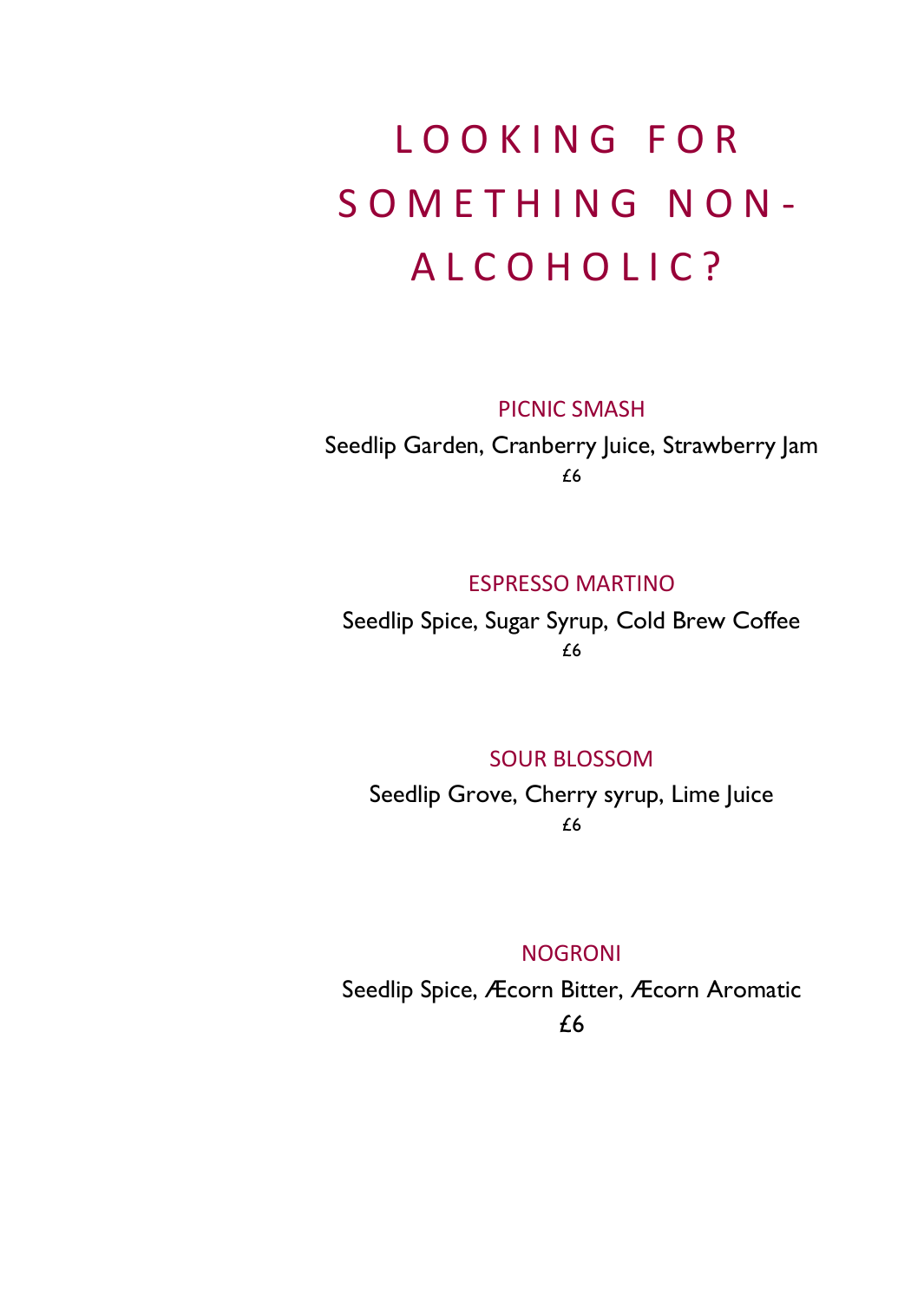# LOOKING FOR SOMETHING NON-ALCOHOLIC?

## PICNIC SMASH

Seedlip Garden, Cranberry Juice, Strawberry Jam

£6

## ESPRESSO MARTINO

Seedlip Spice, Sugar Syrup, Cold Brew Coffee

£6

## SOUR BLOSSOM

Seedlip Grove, Cherry syrup, Lime Juice

£6

## NOGRONI

Seedlip Spice, Æcorn Bitter, Æcorn Aromatic

£6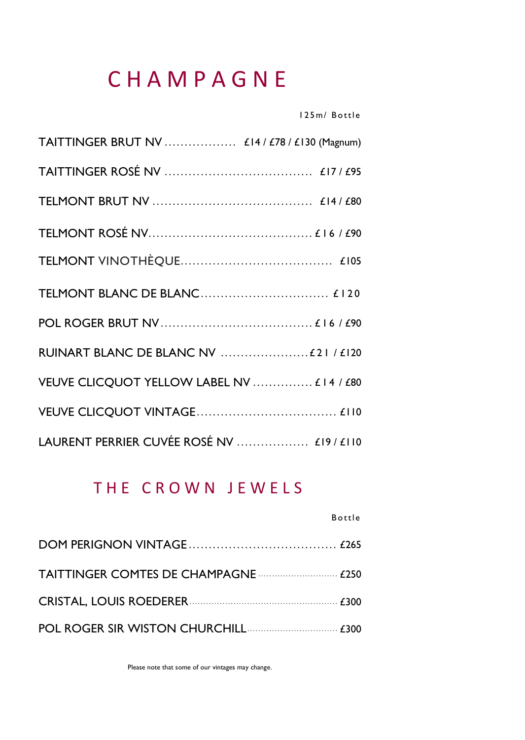# CHAMPAGNE

| | 125m/ Bottle |
|---|---|
| TAITTINGER BRUT NV | £14 / £78 / £130 (Magnum) |
| TAITTINGER ROSÉ NV | £17 / £95 |
| TELMONT BRUT NV | £14 / £80 |
| TELMONT ROSÉ NV | £16 / £90 |
| TELMONT VINOTHÈQUE | £105 |
| TELMONT BLANC DE BLANC | £120 |
| POL ROGER BRUT NV | £16 / £90 |
| RUINART BLANC DE BLANC NV | £21 / £120 |
| VEUVE CLICQUOT YELLOW LABEL NV | £14 / £80 |
| VEUVE CLICQUOT VINTAGE | £110 |
| LAURENT PERRIER CUVÉE ROSÉ NV | £19 / £110 |

## THE CROWN JEWELS

| | Bottle |
|---|---|
| DOM PERIGNON VINTAGE | £265 |
| TAITTINGER COMTES DE CHAMPAGNE | £250 |
| CRISTAL, LOUIS ROEDERER | £300 |
| POL ROGER SIR WISTON CHURCHILL | £300 |

Please note that some of our vintages may change.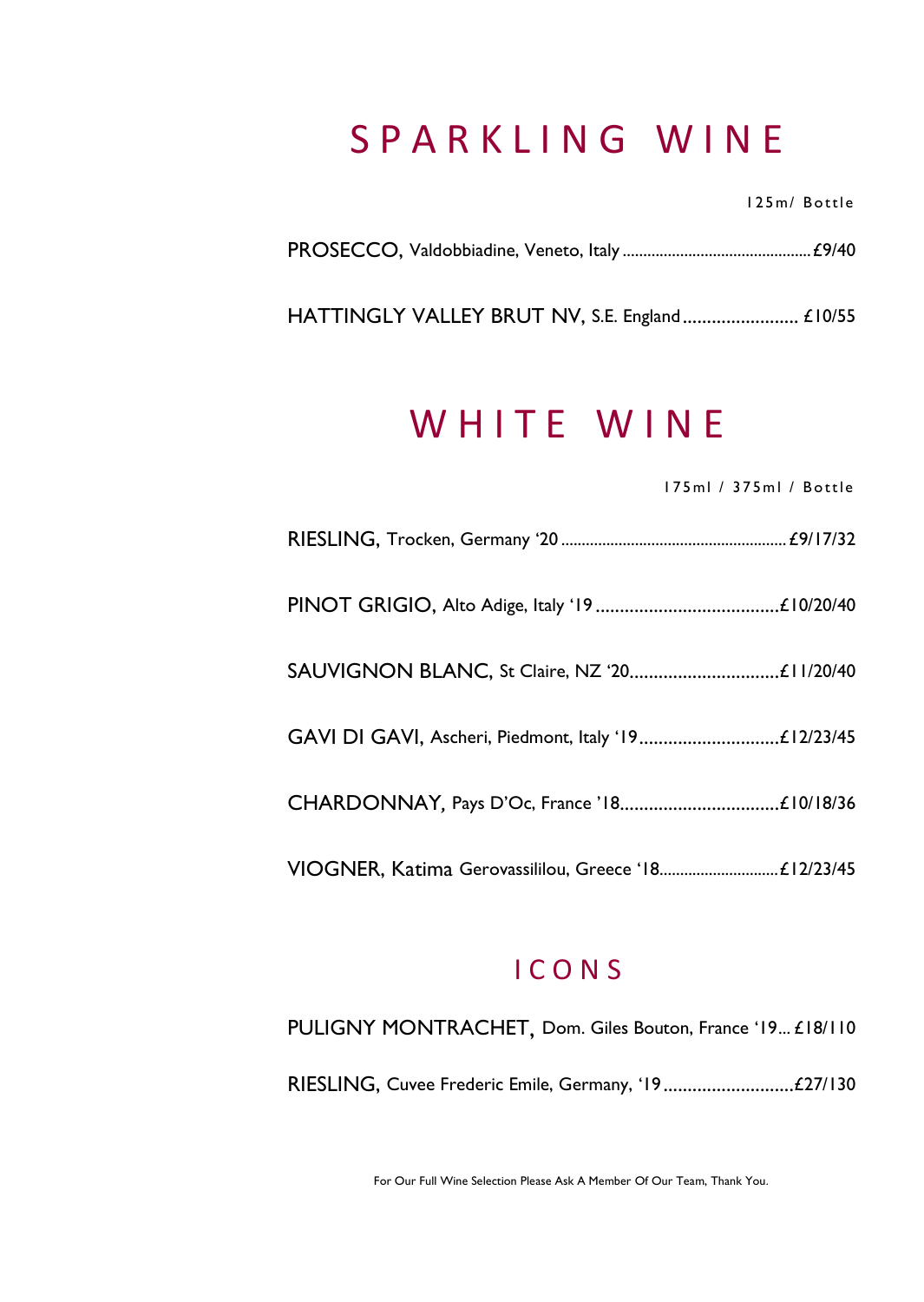# SPARKLING WINE

125m/ Bottle

PROSECCO, Valdobbiadine, Veneto, Italy ............................................. £9/40

HATTINGLY VALLEY BRUT NV, S.E. England ........................ £10/55

# WHITE WINE

175ml / 375ml / Bottle

RIESLING, Trocken, Germany '20 ...................................................... £9/17/32

PINOT GRIGIO, Alto Adige, Italy '19 ...................................... £10/20/40

SAUVIGNON BLANC, St Claire, NZ '20 ............................... £11/20/40

GAVI DI GAVI, Ascheri, Piedmont, Italy '19 ............................. £12/23/45

CHARDONNAY, Pays D'Oc, France '18 ................................. £10/18/36

VIOGNER, Katima Gerovassililou, Greece '18 ............................. £12/23/45

## ICONS

PULIGNY MONTRACHET, Dom. Giles Bouton, France '19... £18/110

RIESLING, Cuvee Frederic Emile, Germany, '19 ........................... £27/130

For Our Full Wine Selection Please Ask A Member Of Our Team, Thank You.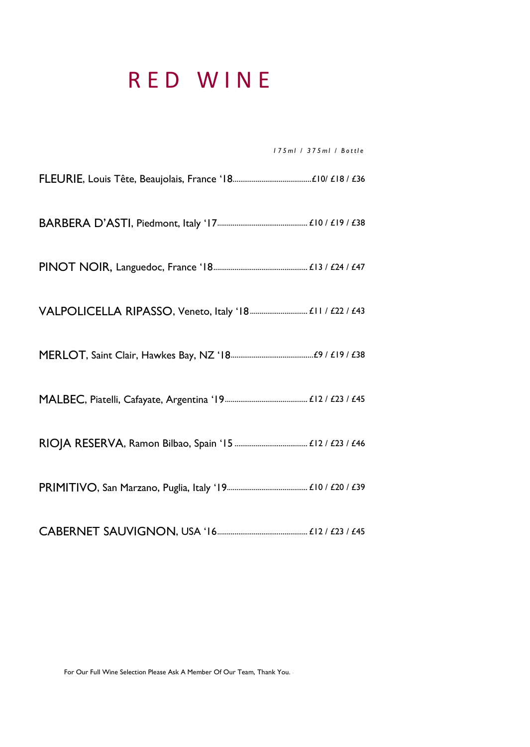# RED WINE

*175ml / 375ml / Bottle*

FLEURIE, Louis Tête, Beaujolais, France '18..........£10/ £18 / £36

BARBERA D'ASTI, Piedmont, Italy '17.......... £10 / £19 / £38

PINOT NOIR, Languedoc, France '18.......... £13 / £24 / £47

VALPOLICELLA RIPASSO, Veneto, Italy '18.......... £11 / £22 / £43

MERLOT, Saint Clair, Hawkes Bay, NZ '18..........£9 / £19 / £38

MALBEC, Piatelli, Cafayate, Argentina '19.......... £12 / £23 / £45

RIOJA RESERVA, Ramon Bilbao, Spain '15 .......... £12 / £23 / £46

PRIMITIVO, San Marzano, Puglia, Italy '19.......... £10 / £20 / £39

CABERNET SAUVIGNON, USA '16.......... £12 / £23 / £45

For Our Full Wine Selection Please Ask A Member Of Our Team, Thank You.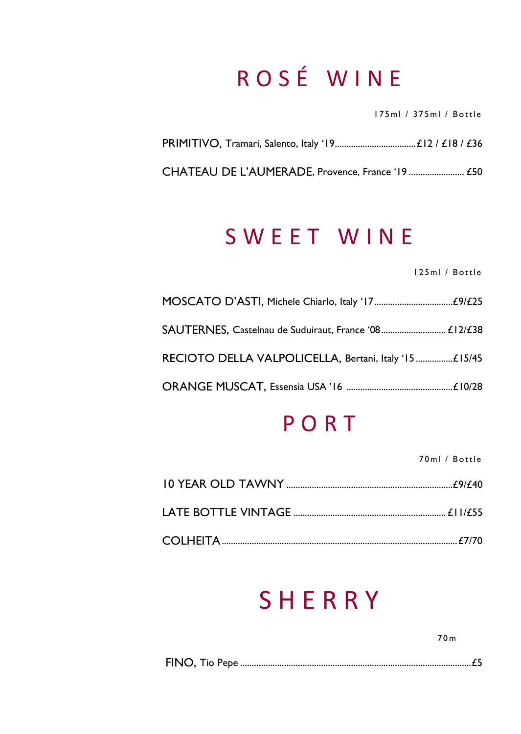# ROSÉ WINE

175ml / 375ml / Bottle

PRIMITIVO, Tramari, Salento, Italy '19 .................................. £12 / £18 / £36

CHATEAU DE L'AUMERADE, Provence, France '19 ........................ £50

# SWEET WINE

125ml / Bottle

MOSCATO D'ASTI, Michele Chiarlo, Italy '17 .................................. £9/£25

SAUTERNES, Castelnau de Suduiraut, France '08 ............................ £12/£38

RECIOTO DELLA VALPOLICELLA, Bertani, Italy '15 ................ £15/45

ORANGE MUSCAT, Essensia USA '16 .............................................. £10/28

# PORT

70ml / Bottle

10 YEAR OLD TAWNY ....................................................................... £9/£40

LATE BOTTLE VINTAGE ................................................................. £11/£55

COLHEITA ..................................................................................... £7/70

# SHERRY

70m

FINO, Tio Pepe ................................................................................... £5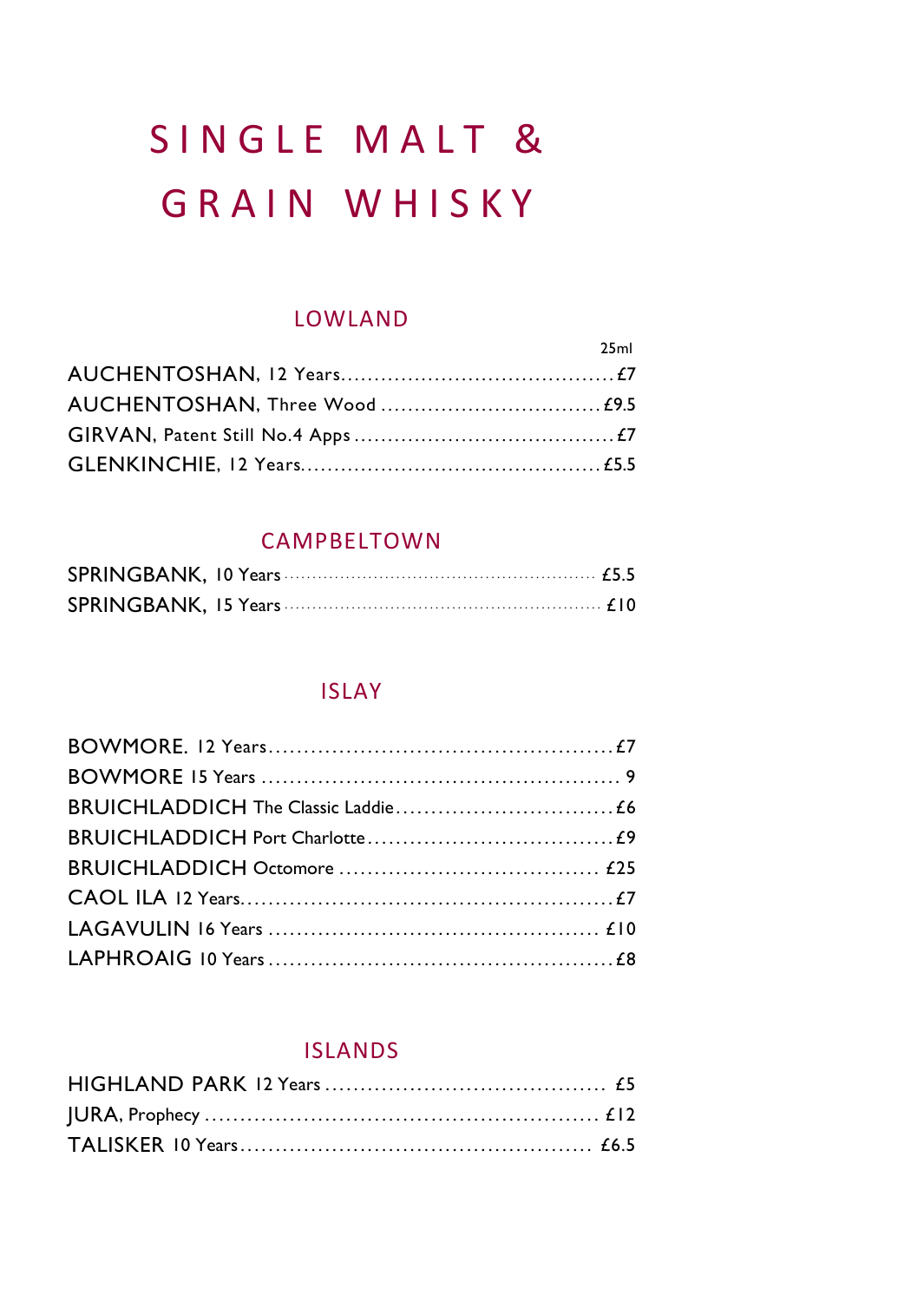# SINGLE MALT & GRAIN WHISKY

## LOWLAND

| | 25ml |
|---|---|
| AUCHENTOSHAN, 12 Years | £7 |
| AUCHENTOSHAN, Three Wood | £9.5 |
| GIRVAN, Patent Still No.4 Apps | £7 |
| GLENKINCHIE, 12 Years | £5.5 |

## CAMPBELTOWN

| | |
|---|---|
| SPRINGBANK, 10 Years | £5.5 |
| SPRINGBANK, 15 Years | £10 |

## ISLAY

| | |
|---|---|
| BOWMORE. 12 Years | £7 |
| BOWMORE 15 Years | 9 |
| BRUICHLADDICH The Classic Laddie | £6 |
| BRUICHLADDICH Port Charlotte | £9 |
| BRUICHLADDICH Octomore | £25 |
| CAOL ILA 12 Years | £7 |
| LAGAVULIN 16 Years | £10 |
| LAPHROAIG 10 Years | £8 |

## ISLANDS

| | |
|---|---|
| HIGHLAND PARK 12 Years | £5 |
| JURA, Prophecy | £12 |
| TALISKER 10 Years | £6.5 |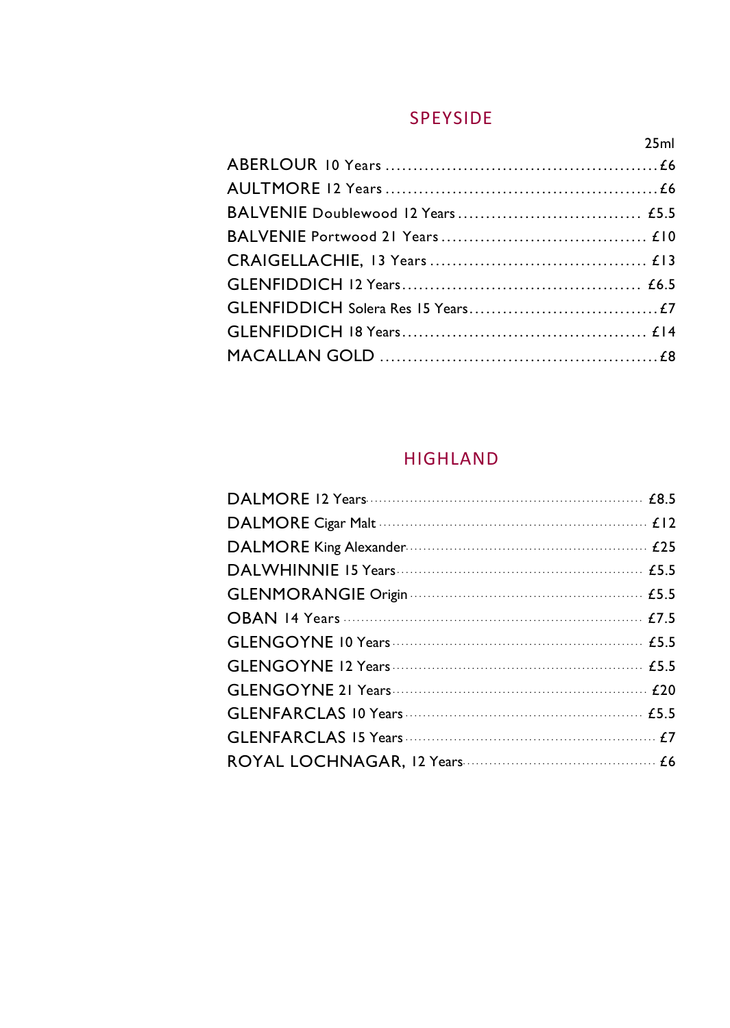## SPEYSIDE

| | 25ml |
|---|---|
| ABERLOUR 10 Years | £6 |
| AULTMORE 12 Years | £6 |
| BALVENIE Doublewood 12 Years | £5.5 |
| BALVENIE Portwood 21 Years | £10 |
| CRAIGELLACHIE, 13 Years | £13 |
| GLENFIDDICH 12 Years | £6.5 |
| GLENFIDDICH Solera Res 15 Years | £7 |
| GLENFIDDICH 18 Years | £14 |
| MACALLAN GOLD | £8 |

## HIGHLAND

| | |
|---|---|
| DALMORE 12 Years | £8.5 |
| DALMORE Cigar Malt | £12 |
| DALMORE King Alexander | £25 |
| DALWHINNIE 15 Years | £5.5 |
| GLENMORANGIE Origin | £5.5 |
| OBAN 14 Years | £7.5 |
| GLENGOYNE 10 Years | £5.5 |
| GLENGOYNE 12 Years | £5.5 |
| GLENGOYNE 21 Years | £20 |
| GLENFARCLAS 10 Years | £5.5 |
| GLENFARCLAS 15 Years | £7 |
| ROYAL LOCHNAGAR, 12 Years | £6 |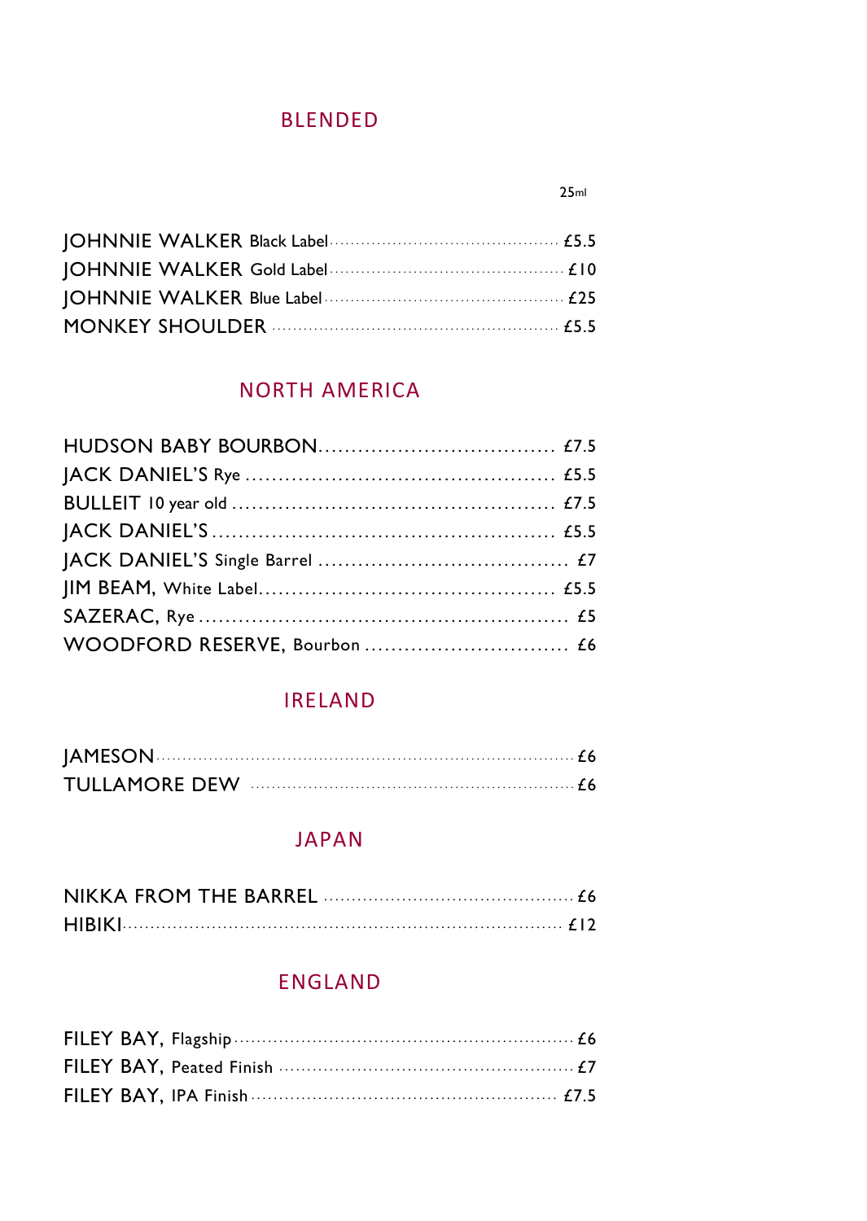## BLENDED

25ml

JOHNNIE WALKER Black Label ........ £5.5
JOHNNIE WALKER Gold Label ........ £10
JOHNNIE WALKER Blue Label ........ £25
MONKEY SHOULDER ........ £5.5

## NORTH AMERICA

HUDSON BABY BOURBON........ £7.5
JACK DANIEL'S Rye ........ £5.5
BULLEIT 10 year old ........ £7.5
JACK DANIEL'S ........ £5.5
JACK DANIEL'S Single Barrel ........ £7
JIM BEAM, White Label........ £5.5
SAZERAC, Rye ........ £5
WOODFORD RESERVE, Bourbon ........ £6

## IRELAND

JAMESON........ £6
TULLAMORE DEW ........ £6

## JAPAN

NIKKA FROM THE BARREL ........ £6
HIBIKI........ £12

## ENGLAND

FILEY BAY, Flagship ........ £6
FILEY BAY, Peated Finish ........ £7
FILEY BAY, IPA Finish ........ £7.5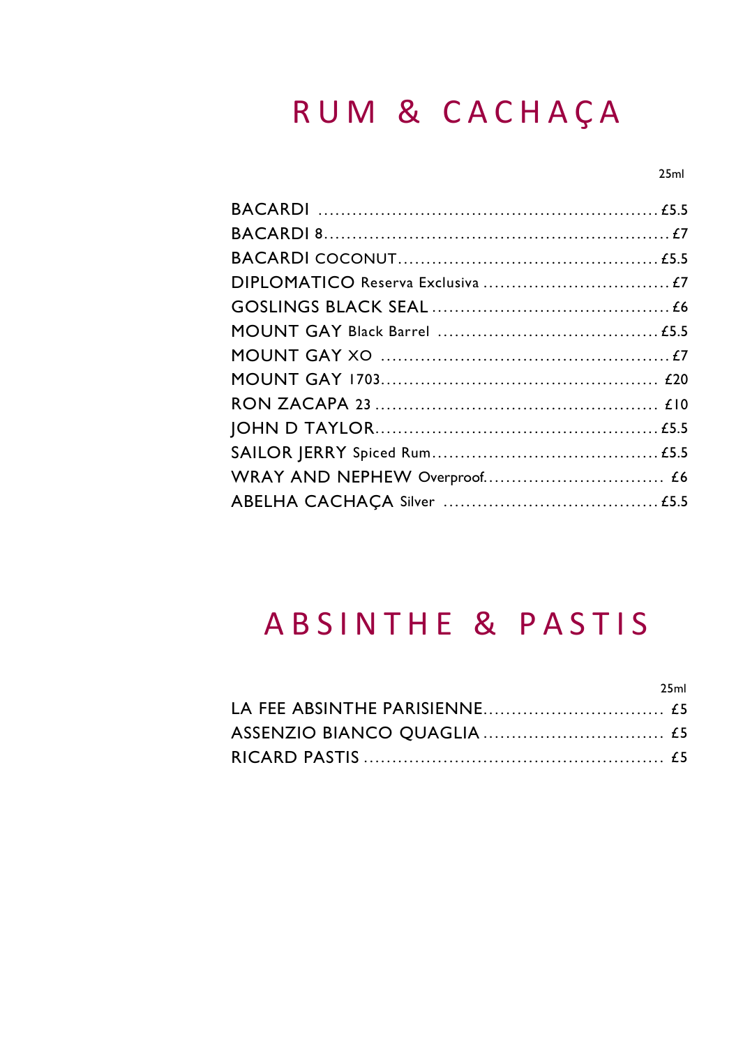# RUM & CACHAÇA

| | 25ml |
|---|---|
| BACARDI | £5.5 |
| BACARDI 8 | £7 |
| BACARDI COCONUT | £5.5 |
| DIPLOMATICO Reserva Exclusiva | £7 |
| GOSLINGS BLACK SEAL | £6 |
| MOUNT GAY Black Barrel | £5.5 |
| MOUNT GAY XO | £7 |
| MOUNT GAY 1703 | £20 |
| RON ZACAPA 23 | £10 |
| JOHN D TAYLOR | £5.5 |
| SAILOR JERRY Spiced Rum | £5.5 |
| WRAY AND NEPHEW Overproof | £6 |
| ABELHA CACHAÇA Silver | £5.5 |

# ABSINTHE & PASTIS

| | 25ml |
|---|---|
| LA FEE ABSINTHE PARISIENNE | £5 |
| ASSENZIO BIANCO QUAGLIA | £5 |
| RICARD PASTIS | £5 |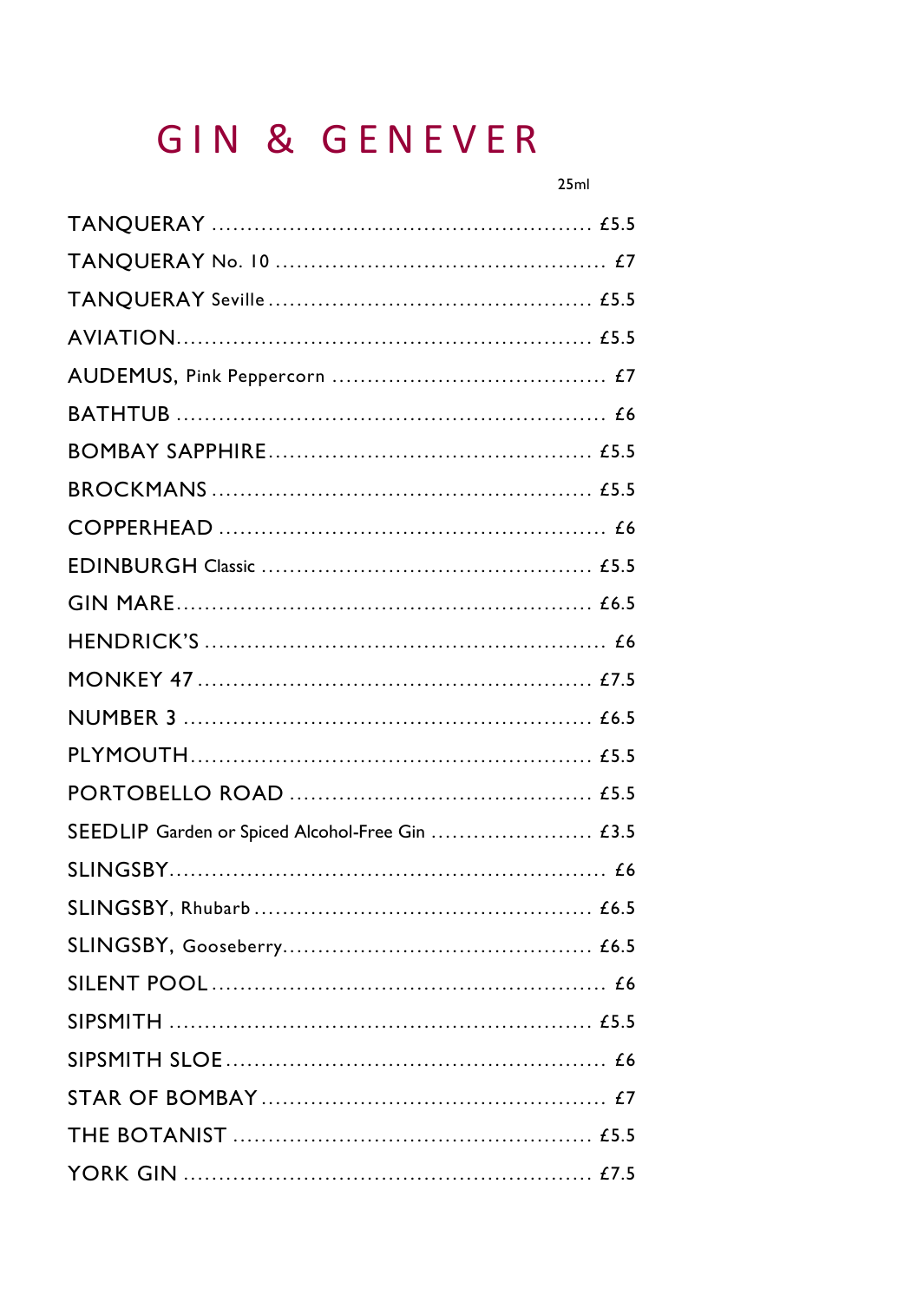# GIN & GENEVER

| | 25ml |
|---|---|
| TANQUERAY | £5.5 |
| TANQUERAY No. 10 | £7 |
| TANQUERAY Seville | £5.5 |
| AVIATION | £5.5 |
| AUDEMUS, Pink Peppercorn | £7 |
| BATHTUB | £6 |
| BOMBAY SAPPHIRE | £5.5 |
| BROCKMANS | £5.5 |
| COPPERHEAD | £6 |
| EDINBURGH Classic | £5.5 |
| GIN MARE | £6.5 |
| HENDRICK'S | £6 |
| MONKEY 47 | £7.5 |
| NUMBER 3 | £6.5 |
| PLYMOUTH | £5.5 |
| PORTOBELLO ROAD | £5.5 |
| SEEDLIP Garden or Spiced Alcohol-Free Gin | £3.5 |
| SLINGSBY | £6 |
| SLINGSBY, Rhubarb | £6.5 |
| SLINGSBY, Gooseberry | £6.5 |
| SILENT POOL | £6 |
| SIPSMITH | £5.5 |
| SIPSMITH SLOE | £6 |
| STAR OF BOMBAY | £7 |
| THE BOTANIST | £5.5 |
| YORK GIN | £7.5 |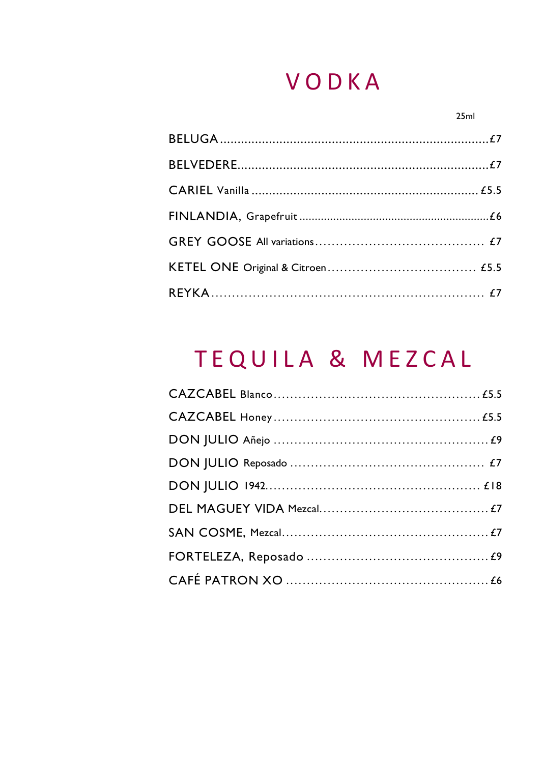# VODKA

| | 25ml |
|---|---|
| BELUGA | £7 |
| BELVEDERE | £7 |
| CARIEL Vanilla | £5.5 |
| FINLANDIA, Grapefruit | £6 |
| GREY GOOSE All variations | £7 |
| KETEL ONE Original & Citroen | £5.5 |
| REYKA | £7 |

# TEQUILA & MEZCAL

| | |
|---|---|
| CAZCABEL Blanco | £5.5 |
| CAZCABEL Honey | £5.5 |
| DON JULIO Añejo | £9 |
| DON JULIO Reposado | £7 |
| DON JULIO 1942 | £18 |
| DEL MAGUEY VIDA Mezcal | £7 |
| SAN COSME, Mezcal | £7 |
| FORTELEZA, Reposado | £9 |
| CAFÉ PATRON XO | £6 |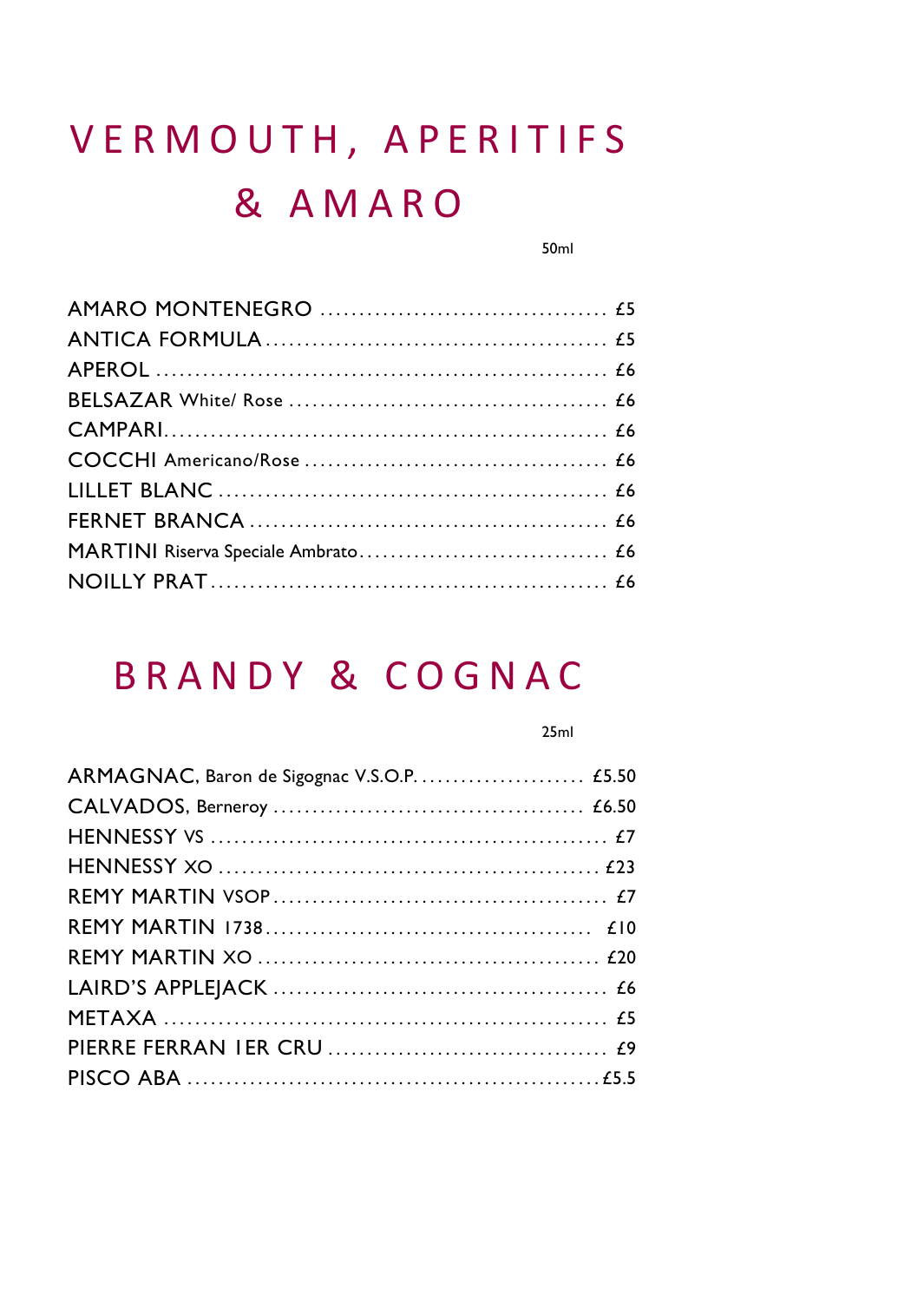# VERMOUTH, APERITIFS & AMARO

| | 50ml |
|---|---|
| AMARO MONTENEGRO | £5 |
| ANTICA FORMULA | £5 |
| APEROL | £6 |
| BELSAZAR White/ Rose | £6 |
| CAMPARI | £6 |
| COCCHI Americano/Rose | £6 |
| LILLET BLANC | £6 |
| FERNET BRANCA | £6 |
| MARTINI Riserva Speciale Ambrato | £6 |
| NOILLY PRAT | £6 |

# BRANDY & COGNAC

| | 25ml |
|---|---|
| ARMAGNAC, Baron de Sigognac V.S.O.P. | £5.50 |
| CALVADOS, Berneroy | £6.50 |
| HENNESSY VS | £7 |
| HENNESSY XO | £23 |
| REMY MARTIN VSOP | £7 |
| REMY MARTIN 1738 | £10 |
| REMY MARTIN XO | £20 |
| LAIRD'S APPLEJACK | £6 |
| METAXA | £5 |
| PIERRE FERRAN 1ER CRU | £9 |
| PISCO ABA | £5.5 |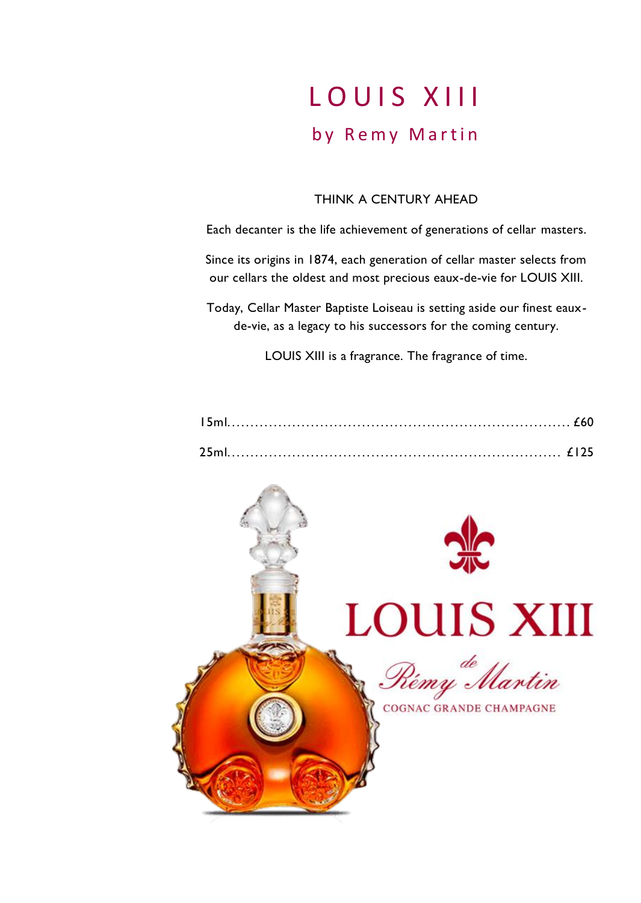# LOUIS XIII

## by Remy Martin

THINK A CENTURY AHEAD

Each decanter is the life achievement of generations of cellar masters.

Since its origins in 1874, each generation of cellar master selects from our cellars the oldest and most precious eaux-de-vie for LOUIS XIII.

Today, Cellar Master Baptiste Loiseau is setting aside our finest eaux-de-vie, as a legacy to his successors for the coming century.

LOUIS XIII is a fragrance. The fragrance of time.

15ml........................................................................ £60

25ml........................................................................ £125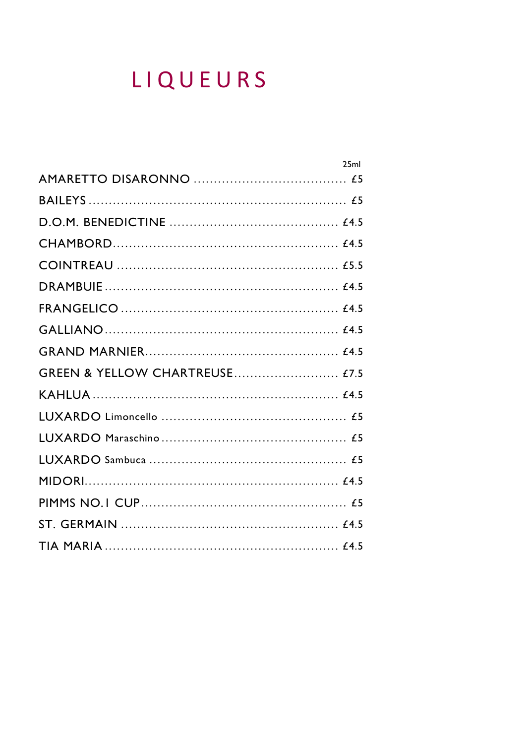# LIQUEURS

| | 25ml |
|---|---|
| AMARETTO DISARONNO | £5 |
| BAILEYS | £5 |
| D.O.M. BENEDICTINE | £4.5 |
| CHAMBORD | £4.5 |
| COINTREAU | £5.5 |
| DRAMBUIE | £4.5 |
| FRANGELICO | £4.5 |
| GALLIANO | £4.5 |
| GRAND MARNIER | £4.5 |
| GREEN & YELLOW CHARTREUSE | £7.5 |
| KAHLUA | £4.5 |
| LUXARDO Limoncello | £5 |
| LUXARDO Maraschino | £5 |
| LUXARDO Sambuca | £5 |
| MIDORI | £4.5 |
| PIMMS NO.1 CUP | £5 |
| ST. GERMAIN | £4.5 |
| TIA MARIA | £4.5 |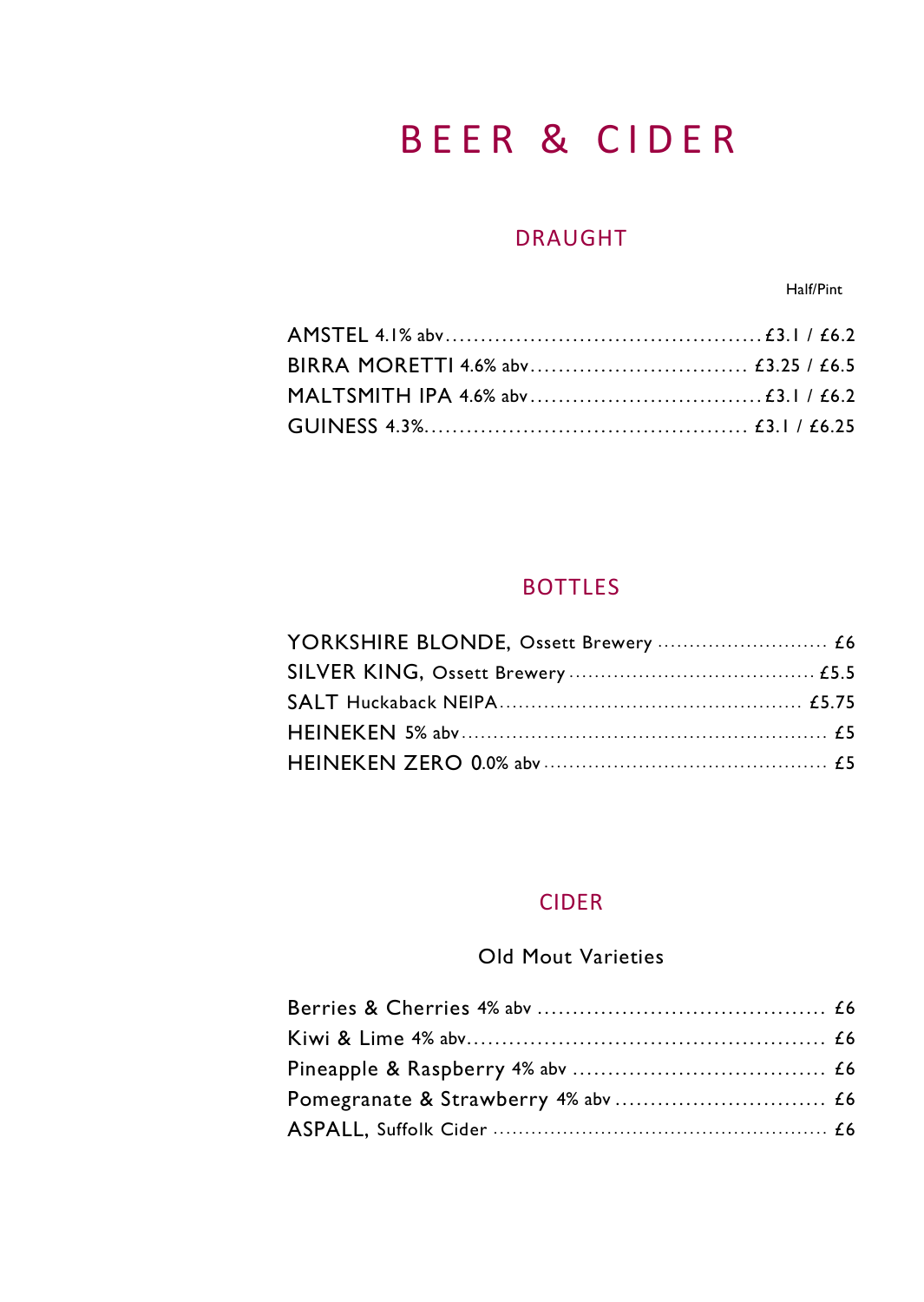# BEER & CIDER

## DRAUGHT

| | Half/Pint |
|---|---|
| AMSTEL 4.1% abv | £3.1 / £6.2 |
| BIRRA MORETTI 4.6% abv | £3.25 / £6.5 |
| MALTSMITH IPA 4.6% abv | £3.1 / £6.2 |
| GUINESS 4.3% | £3.1 / £6.25 |

## BOTTLES

| | |
|---|---|
| YORKSHIRE BLONDE, Ossett Brewery | £6 |
| SILVER KING, Ossett Brewery | £5.5 |
| SALT Huckaback NEIPA | £5.75 |
| HEINEKEN 5% abv | £5 |
| HEINEKEN ZERO 0.0% abv | £5 |

## CIDER

### Old Mout Varieties

| | |
|---|---|
| Berries & Cherries 4% abv | £6 |
| Kiwi & Lime 4% abv | £6 |
| Pineapple & Raspberry 4% abv | £6 |
| Pomegranate & Strawberry 4% abv | £6 |
| ASPALL, Suffolk Cider | £6 |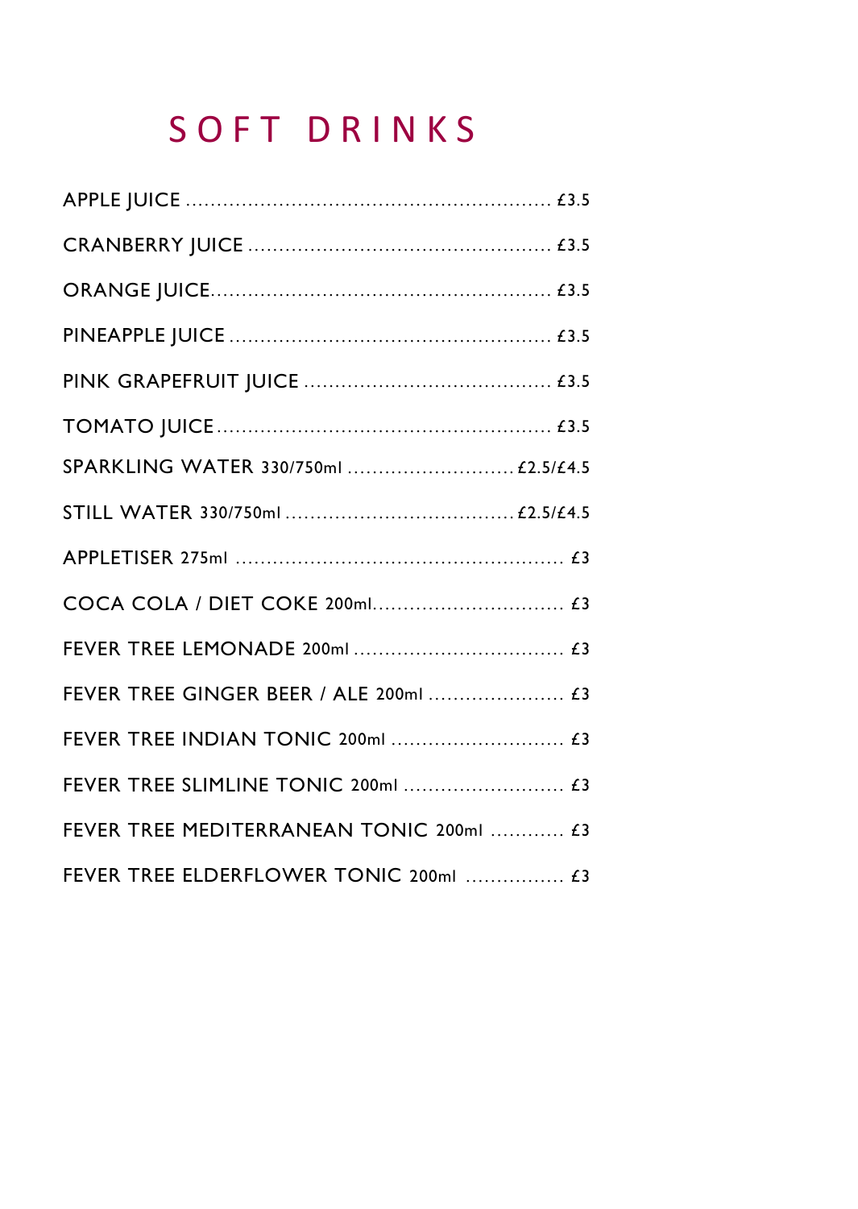# SOFT DRINKS

APPLE JUICE ........................................................... £3.5

CRANBERRY JUICE ................................................. £3.5

ORANGE JUICE....................................................... £3.5

PINEAPPLE JUICE .................................................... £3.5

PINK GRAPEFRUIT JUICE ........................................ £3.5

TOMATO JUICE...................................................... £3.5

SPARKLING WATER 330/750ml ........................... £2.5/£4.5

STILL WATER 330/750ml ..................................... £2.5/£4.5

APPLETISER 275ml ..................................................... £3

COCA COLA / DIET COKE 200ml............................... £3

FEVER TREE LEMONADE 200ml .................................. £3

FEVER TREE GINGER BEER / ALE 200ml ...................... £3

FEVER TREE INDIAN TONIC 200ml ............................ £3

FEVER TREE SLIMLINE TONIC 200ml .......................... £3

FEVER TREE MEDITERRANEAN TONIC 200ml ............ £3

FEVER TREE ELDERFLOWER TONIC 200ml ................ £3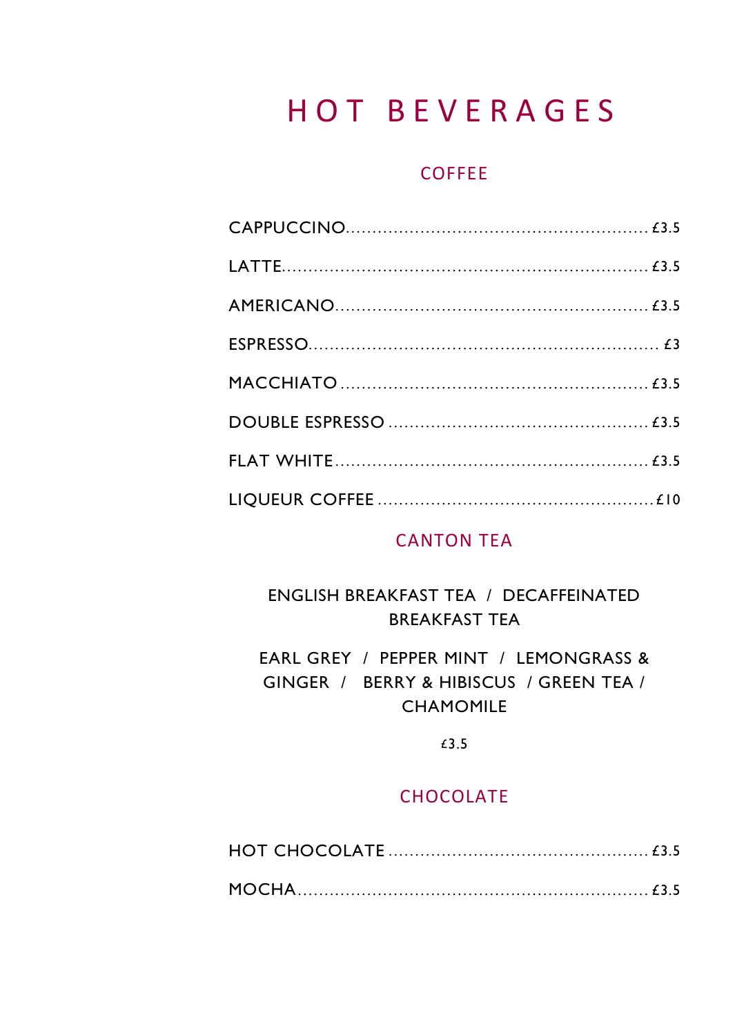# HOT BEVERAGES

## COFFEE

CAPPUCCINO........................................................ £3.5

LATTE.................................................................. £3.5

AMERICANO........................................................ £3.5

ESPRESSO............................................................. £3

MACCHIATO ....................................................... £3.5

DOUBLE ESPRESSO ............................................. £3.5

FLAT WHITE........................................................ £3.5

LIQUEUR COFFEE ................................................. £10

## CANTON TEA

ENGLISH BREAKFAST TEA / DECAFFEINATED BREAKFAST TEA

EARL GREY / PEPPER MINT / LEMONGRASS & GINGER / BERRY & HIBISCUS / GREEN TEA / CHAMOMILE

£3.5

## CHOCOLATE

HOT CHOCOLATE ............................................... £3.5

MOCHA................................................................ £3.5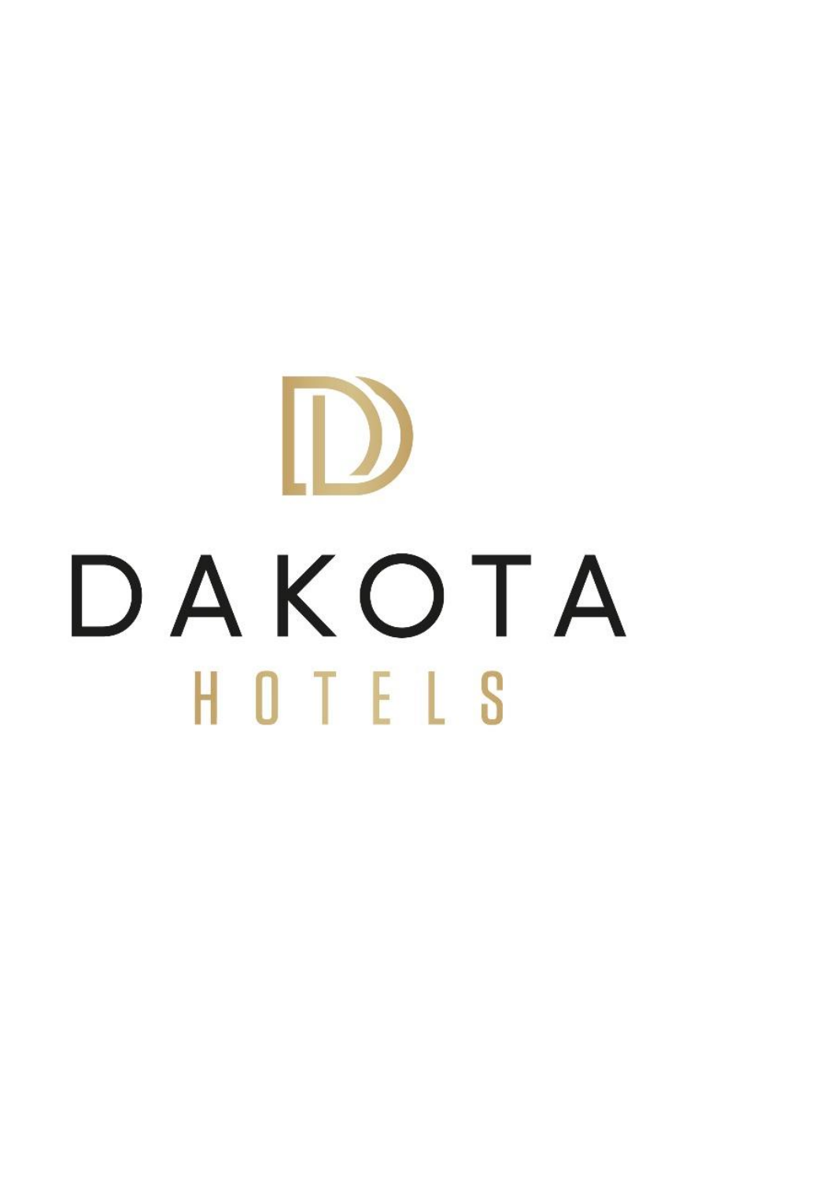DAKOTA

HOTELS